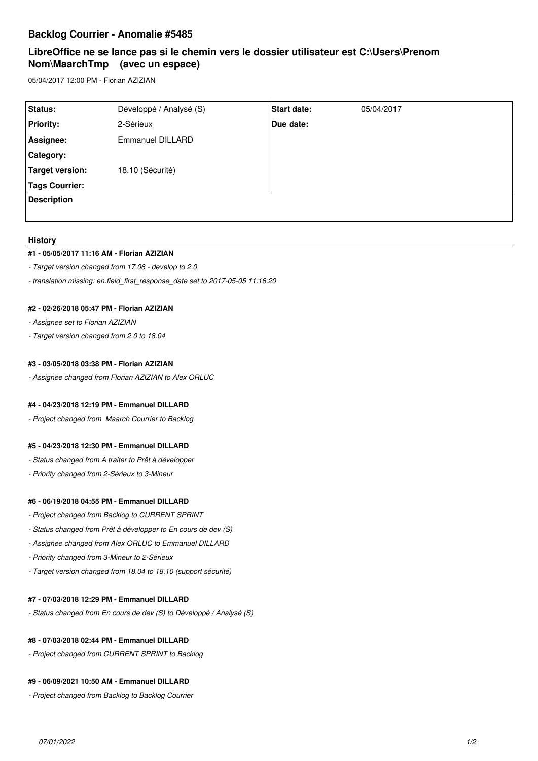# Backlog Courrier - Anomalie #5485

## LibreOffice ne se lance pas si le chemin vers le dossier utilisateur est C:\Users\Prenom Nom\MaarchTmp (avec un espace)

05/04/2017 12:00 PM - Florian AZIZIAN

| Status: | Développé / Analysé (S) | Start date: | 05/04/2017 |
|---|---|---|---|
| Priority: | 2-Sérieux | Due date: | |
| Assignee: | Emmanuel DILLARD | | |
| Category: | | | |
| Target version: | 18.10 (Sécurité) | | |
| Tags Courrier: | | | |
| Description | | | |

### History

#### #1 - 05/05/2017 11:16 AM - Florian AZIZIAN

*- Target version changed from 17.06 - develop to 2.0*

*- translation missing: en.field_first_response_date set to 2017-05-05 11:16:20*

#### #2 - 02/26/2018 05:47 PM - Florian AZIZIAN

*- Assignee set to Florian AZIZIAN*

*- Target version changed from 2.0 to 18.04*

#### #3 - 03/05/2018 03:38 PM - Florian AZIZIAN

*- Assignee changed from Florian AZIZIAN to Alex ORLUC*

#### #4 - 04/23/2018 12:19 PM - Emmanuel DILLARD

*- Project changed from Maarch Courrier to Backlog*

#### #5 - 04/23/2018 12:30 PM - Emmanuel DILLARD

*- Status changed from A traiter to Prêt à développer*

*- Priority changed from 2-Sérieux to 3-Mineur*

#### #6 - 06/19/2018 04:55 PM - Emmanuel DILLARD

*- Project changed from Backlog to CURRENT SPRINT*

*- Status changed from Prêt à développer to En cours de dev (S)*

*- Assignee changed from Alex ORLUC to Emmanuel DILLARD*

*- Priority changed from 3-Mineur to 2-Sérieux*

*- Target version changed from 18.04 to 18.10 (support sécurité)*

#### #7 - 07/03/2018 12:29 PM - Emmanuel DILLARD

*- Status changed from En cours de dev (S) to Développé / Analysé (S)*

#### #8 - 07/03/2018 02:44 PM - Emmanuel DILLARD

*- Project changed from CURRENT SPRINT to Backlog*

#### #9 - 06/09/2021 10:50 AM - Emmanuel DILLARD

*- Project changed from Backlog to Backlog Courrier*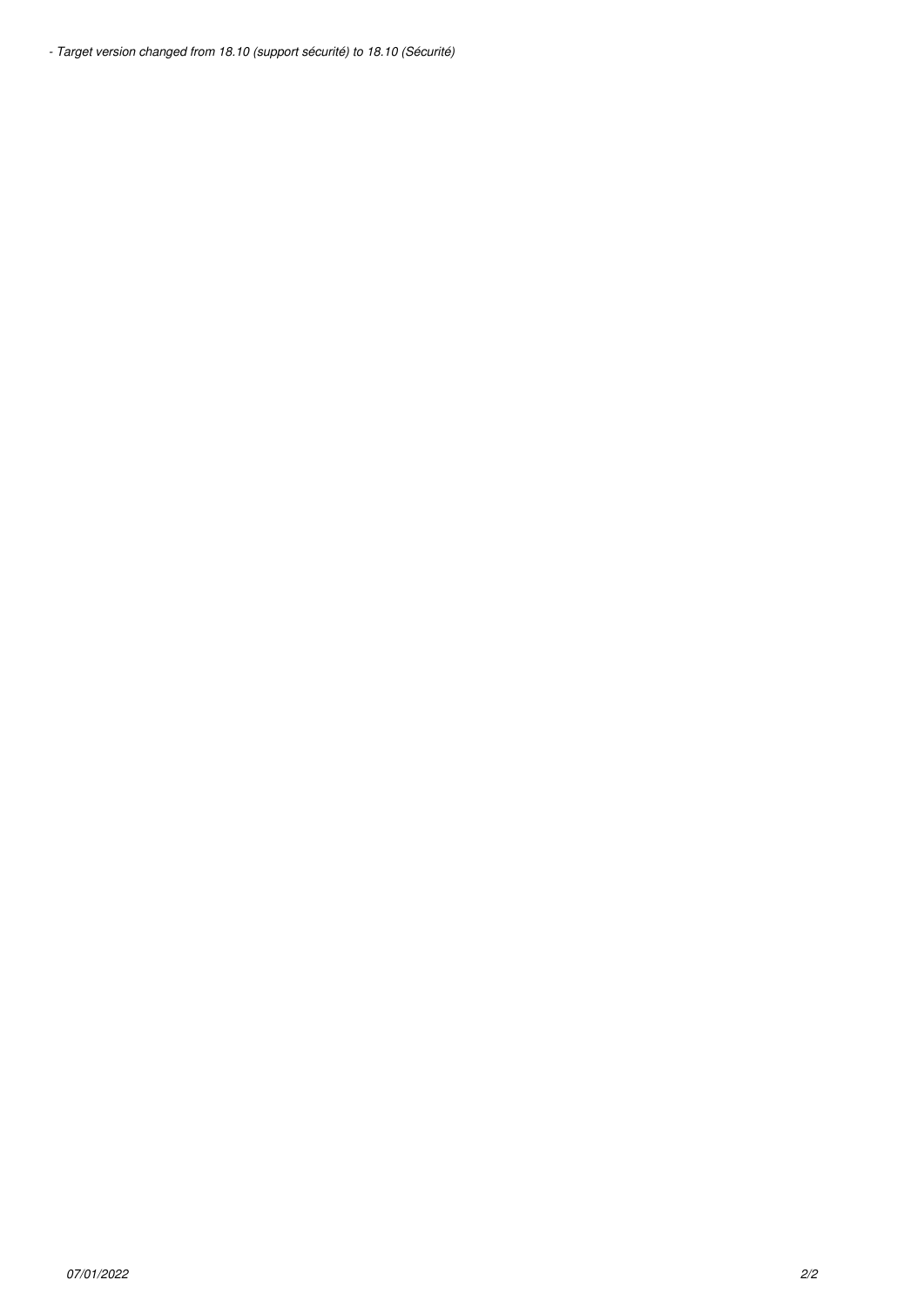*- Target version changed from 18.10 (support sécurité) to 18.10 (Sécurité)*